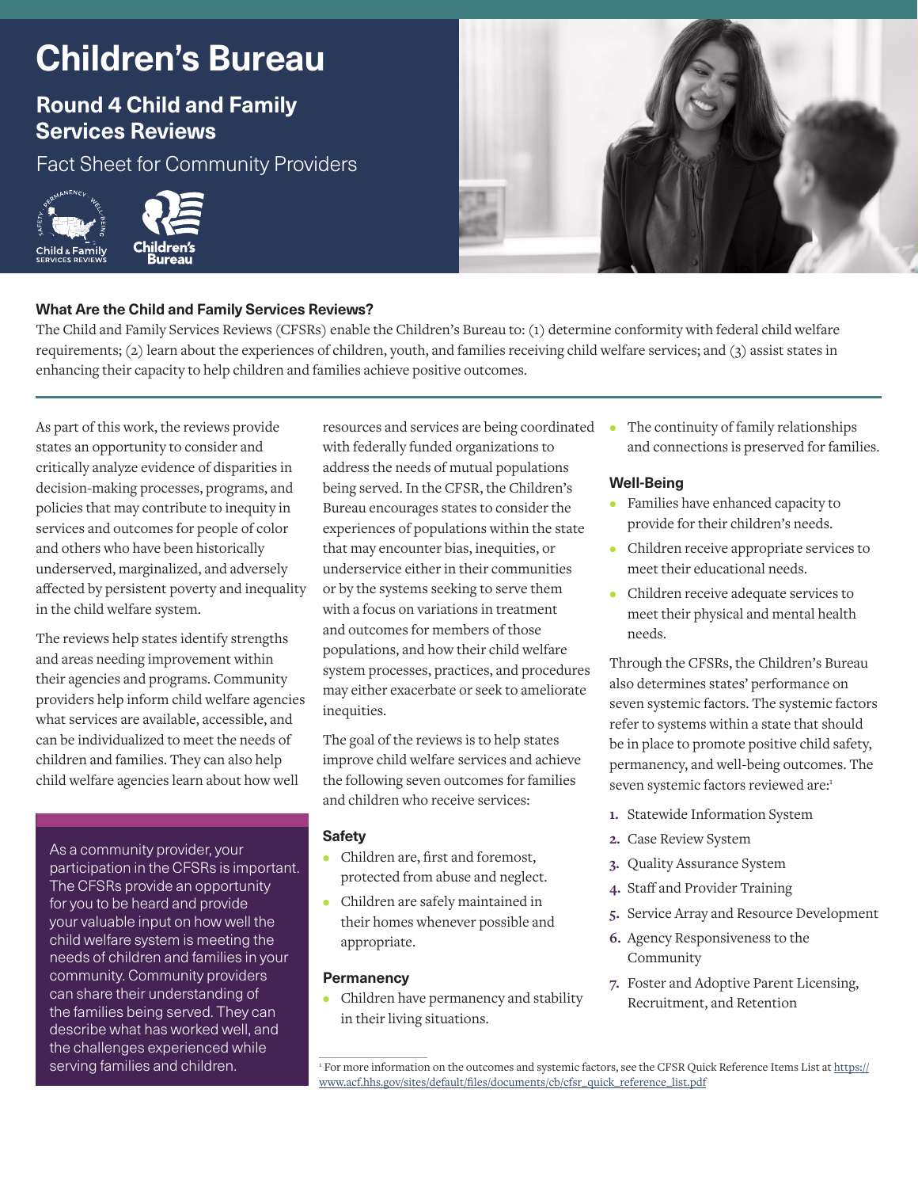# Children's Bureau

## Round 4 Child and Family Services Reviews

Fact Sheet for Community Providers

### What Are the Child and Family Services Reviews?

The Child and Family Services Reviews (CFSRs) enable the Children's Bureau to: (1) determine conformity with federal child welfare requirements; (2) learn about the experiences of children, youth, and families receiving child welfare services; and (3) assist states in enhancing their capacity to help children and families achieve positive outcomes.

As part of this work, the reviews provide states an opportunity to consider and critically analyze evidence of disparities in decision-making processes, programs, and policies that may contribute to inequity in services and outcomes for people of color and others who have been historically underserved, marginalized, and adversely affected by persistent poverty and inequality in the child welfare system.

The reviews help states identify strengths and areas needing improvement within their agencies and programs. Community providers help inform child welfare agencies what services are available, accessible, and can be individualized to meet the needs of children and families. They can also help child welfare agencies learn about how well resources and services are being coordinated with federally funded organizations to address the needs of mutual populations being served. In the CFSR, the Children's Bureau encourages states to consider the experiences of populations within the state that may encounter bias, inequities, or underservice either in their communities or by the systems seeking to serve them with a focus on variations in treatment and outcomes for members of those populations, and how their child welfare system processes, practices, and procedures may either exacerbate or seek to ameliorate inequities.

> As a community provider, your participation in the CFSRs is important. The CFSRs provide an opportunity for you to be heard and provide your valuable input on how well the child welfare system is meeting the needs of children and families in your community. Community providers can share their understanding of the families being served. They can describe what has worked well, and the challenges experienced while serving families and children.

The goal of the reviews is to help states improve child welfare services and achieve the following seven outcomes for families and children who receive services:

#### Safety

- Children are, first and foremost, protected from abuse and neglect.
- Children are safely maintained in their homes whenever possible and appropriate.

#### Permanency

- Children have permanency and stability in their living situations.
- The continuity of family relationships and connections is preserved for families.

#### Well-Being

- Families have enhanced capacity to provide for their children's needs.
- Children receive appropriate services to meet their educational needs.
- Children receive adequate services to meet their physical and mental health needs.

Through the CFSRs, the Children's Bureau also determines states' performance on seven systemic factors. The systemic factors refer to systems within a state that should be in place to promote positive child safety, permanency, and well-being outcomes. The seven systemic factors reviewed are:[1]

1. Statewide Information System
2. Case Review System
3. Quality Assurance System
4. Staff and Provider Training
5. Service Array and Resource Development
6. Agency Responsiveness to the Community
7. Foster and Adoptive Parent Licensing, Recruitment, and Retention

[1] For more information on the outcomes and systemic factors, see the CFSR Quick Reference Items List at https://www.acf.hhs.gov/sites/default/files/documents/cb/cfsr_quick_reference_list.pdf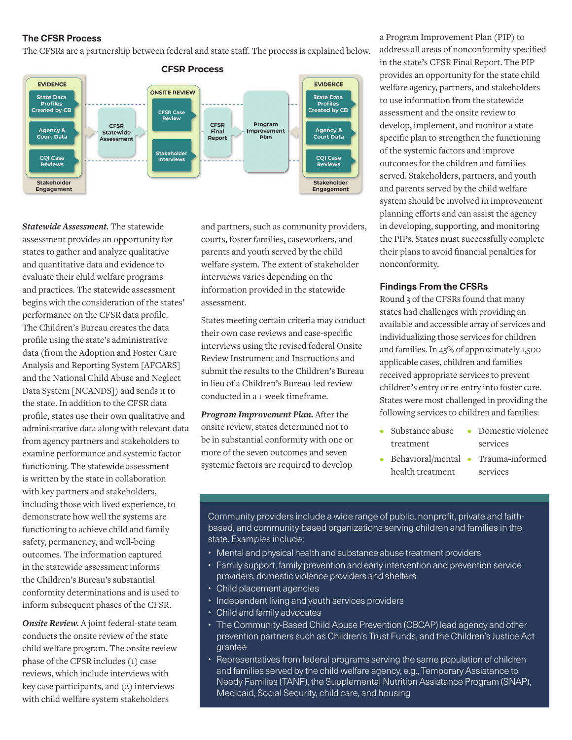## The CFSR Process

The CFSRs are a partnership between federal and state staff. The process is explained below.

**CFSR Process**

EVIDENCE: State Data Profiles Created by CB; Agency & Court Data; CQI Case Reviews; Stakeholder Engagement → CFSR Statewide Assessment → ONSITE REVIEW: CFSR Case Review; Stakeholder Interviews → CFSR Final Report → Program Improvement Plan ← EVIDENCE: State Data Profiles Created by CB; Agency & Court Data; CQI Case Reviews; Stakeholder Engagement

***Statewide Assessment.*** The statewide assessment provides an opportunity for states to gather and analyze qualitative and quantitative data and evidence to evaluate their child welfare programs and practices. The statewide assessment begins with the consideration of the states' performance on the CFSR data profile. The Children's Bureau creates the data profile using the state's administrative data (from the Adoption and Foster Care Analysis and Reporting System [AFCARS] and the National Child Abuse and Neglect Data System [NCANDS]) and sends it to the state. In addition to the CFSR data profile, states use their own qualitative and administrative data along with relevant data from agency partners and stakeholders to examine performance and systemic factor functioning. The statewide assessment is written by the state in collaboration with key partners and stakeholders, including those with lived experience, to demonstrate how well the systems are functioning to achieve child and family safety, permanency, and well-being outcomes. The information captured in the statewide assessment informs the Children's Bureau's substantial conformity determinations and is used to inform subsequent phases of the CFSR.

***Onsite Review.*** A joint federal-state team conducts the onsite review of the state child welfare program. The onsite review phase of the CFSR includes (1) case reviews, which include interviews with key case participants, and (2) interviews with child welfare system stakeholders and partners, such as community providers, courts, foster families, caseworkers, and parents and youth served by the child welfare system. The extent of stakeholder interviews varies depending on the information provided in the statewide assessment.

States meeting certain criteria may conduct their own case reviews and case-specific interviews using the revised federal Onsite Review Instrument and Instructions and submit the results to the Children's Bureau in lieu of a Children's Bureau-led review conducted in a 1-week timeframe.

***Program Improvement Plan.*** After the onsite review, states determined not to be in substantial conformity with one or more of the seven outcomes and seven systemic factors are required to develop a Program Improvement Plan (PIP) to address all areas of nonconformity specified in the state's CFSR Final Report. The PIP provides an opportunity for the state child welfare agency, partners, and stakeholders to use information from the statewide assessment and the onsite review to develop, implement, and monitor a state-specific plan to strengthen the functioning of the systemic factors and improve outcomes for the children and families served. Stakeholders, partners, and youth and parents served by the child welfare system should be involved in improvement planning efforts and can assist the agency in developing, supporting, and monitoring the PIPs. States must successfully complete their plans to avoid financial penalties for nonconformity.

## Findings From the CFSRs

Round 3 of the CFSRs found that many states had challenges with providing an available and accessible array of services and individualizing those services for children and families. In 45% of approximately 1,500 applicable cases, children and families received appropriate services to prevent children's entry or re-entry into foster care. States were most challenged in providing the following services to children and families:

- Substance abuse treatment
- Behavioral/mental health treatment
- Domestic violence services
- Trauma-informed services

Community providers include a wide range of public, nonprofit, private and faith-based, and community-based organizations serving children and families in the state. Examples include:

- Mental and physical health and substance abuse treatment providers
- Family support, family prevention and early intervention and prevention service providers, domestic violence providers and shelters
- Child placement agencies
- Independent living and youth services providers
- Child and family advocates
- The Community-Based Child Abuse Prevention (CBCAP) lead agency and other prevention partners such as Children's Trust Funds, and the Children's Justice Act grantee
- Representatives from federal programs serving the same population of children and families served by the child welfare agency, e.g., Temporary Assistance to Needy Families (TANF), the Supplemental Nutrition Assistance Program (SNAP), Medicaid, Social Security, child care, and housing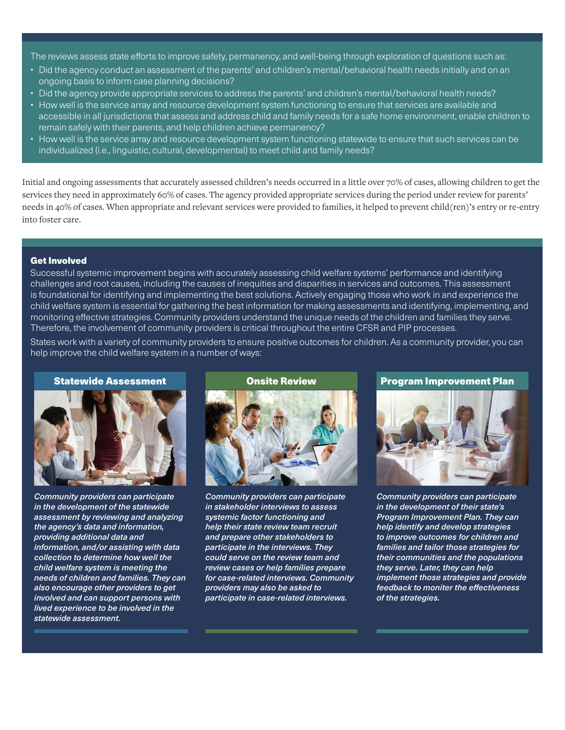The reviews assess state efforts to improve safety, permanency, and well-being through exploration of questions such as:

- Did the agency conduct an assessment of the parents' and children's mental/behavioral health needs initially and on an ongoing basis to inform case planning decisions?
- Did the agency provide appropriate services to address the parents' and children's mental/behavioral health needs?
- How well is the service array and resource development system functioning to ensure that services are available and accessible in all jurisdictions that assess and address child and family needs for a safe home environment, enable children to remain safely with their parents, and help children achieve permanency?
- How well is the service array and resource development system functioning statewide to ensure that such services can be individualized (i.e., linguistic, cultural, developmental) to meet child and family needs?

Initial and ongoing assessments that accurately assessed children's needs occurred in a little over 70% of cases, allowing children to get the services they need in approximately 60% of cases. The agency provided appropriate services during the period under review for parents' needs in 40% of cases. When appropriate and relevant services were provided to families, it helped to prevent child(ren)'s entry or re-entry into foster care.

## Get Involved

Successful systemic improvement begins with accurately assessing child welfare systems' performance and identifying challenges and root causes, including the causes of inequities and disparities in services and outcomes. This assessment is foundational for identifying and implementing the best solutions. Actively engaging those who work in and experience the child welfare system is essential for gathering the best information for making assessments and identifying, implementing, and monitoring effective strategies. Community providers understand the unique needs of the children and families they serve. Therefore, the involvement of community providers is critical throughout the entire CFSR and PIP processes.

States work with a variety of community providers to ensure positive outcomes for children. As a community provider, you can help improve the child welfare system in a number of ways:

### Statewide Assessment

*Community providers can participate in the development of the statewide assessment by reviewing and analyzing the agency's data and information, providing additional data and information, and/or assisting with data collection to determine how well the child welfare system is meeting the needs of children and families. They can also encourage other providers to get involved and can support persons with lived experience to be involved in the statewide assessment.*

### Onsite Review

*Community providers can participate in stakeholder interviews to assess systemic factor functioning and help their state review team recruit and prepare other stakeholders to participate in the interviews. They could serve on the review team and review cases or help families prepare for case-related interviews. Community providers may also be asked to participate in case-related interviews.*

### Program Improvement Plan

*Community providers can participate in the development of their state's Program Improvement Plan. They can help identify and develop strategies to improve outcomes for children and families and tailor those strategies for their communities and the populations they serve. Later, they can help implement those strategies and provide feedback to moniter the effectiveness of the strategies.*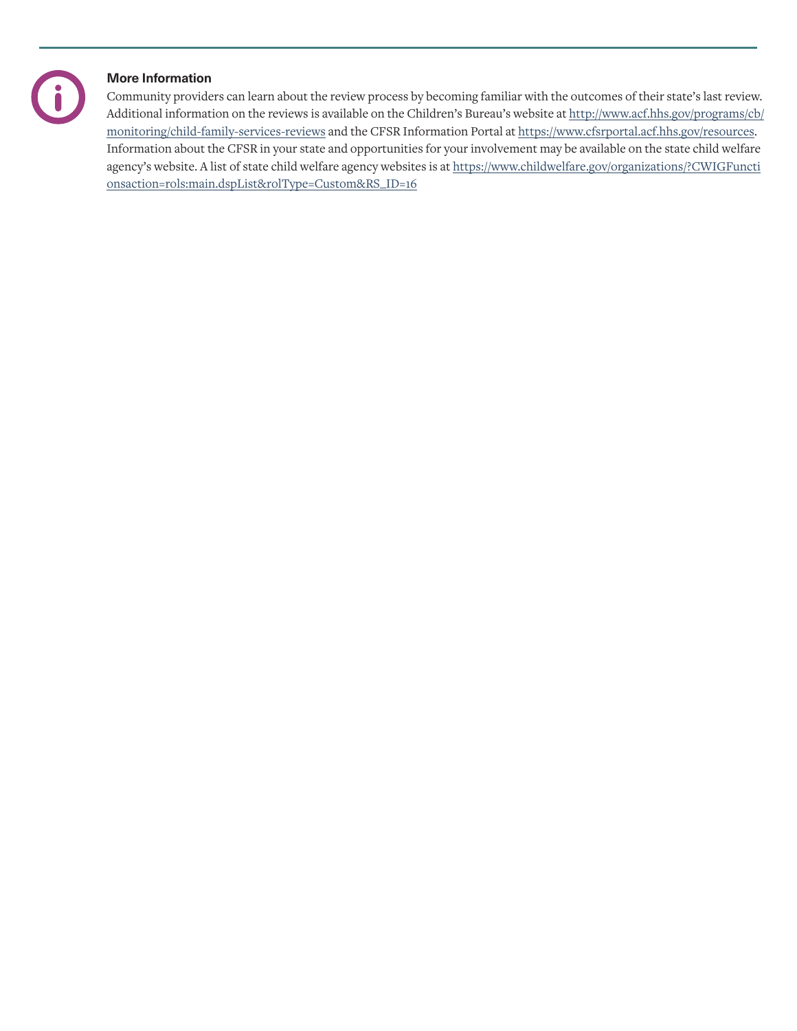**More Information**

Community providers can learn about the review process by becoming familiar with the outcomes of their state's last review. Additional information on the reviews is available on the Children's Bureau's website at http://www.acf.hhs.gov/programs/cb/monitoring/child-family-services-reviews and the CFSR Information Portal at https://www.cfsrportal.acf.hhs.gov/resources. Information about the CFSR in your state and opportunities for your involvement may be available on the state child welfare agency's website. A list of state child welfare agency websites is at https://www.childwelfare.gov/organizations/?CWIGFunctionsaction=rols:main.dspList&rolType=Custom&RS_ID=16